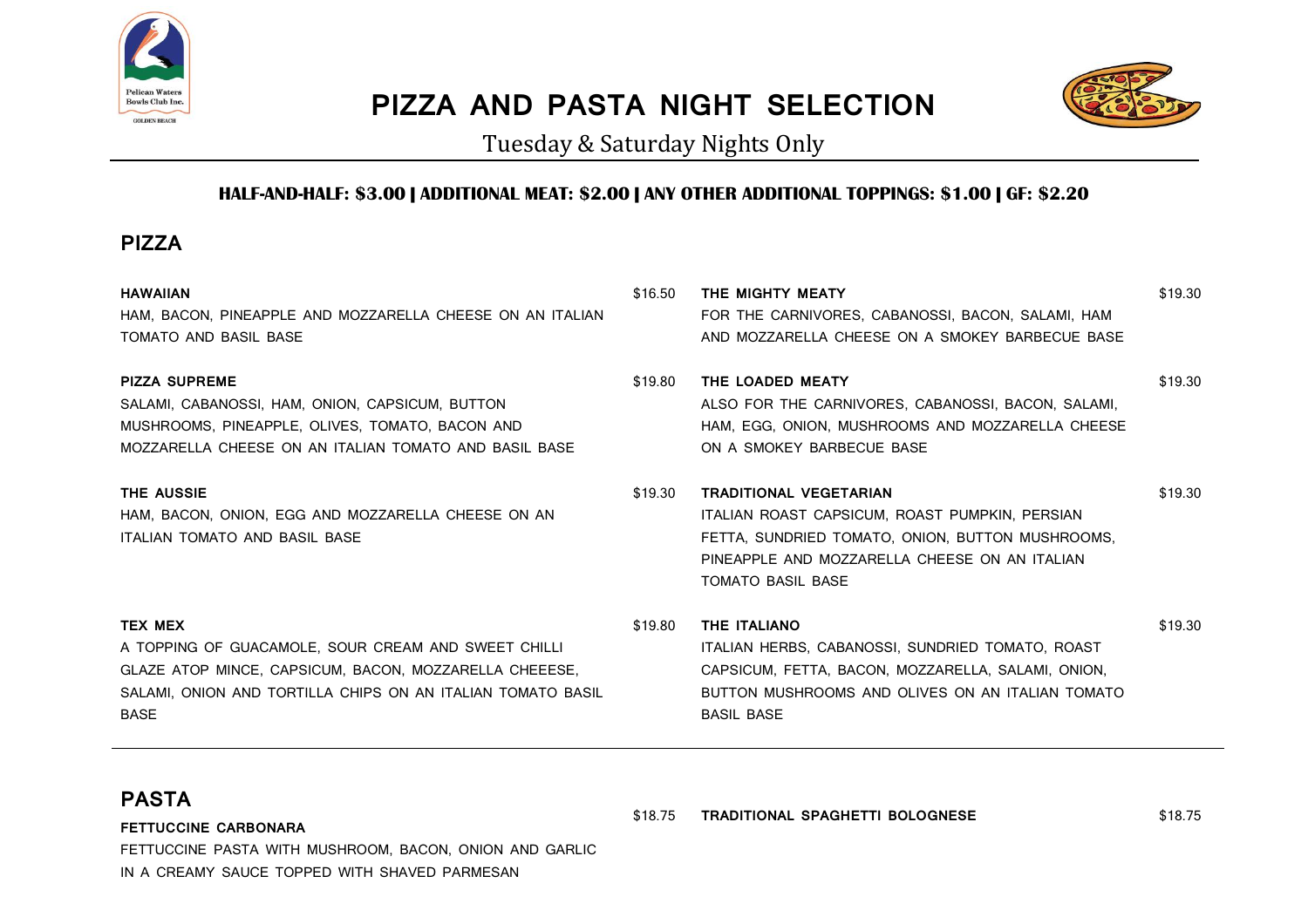# PIZZA AND PASTA NIGHT SELECTION

Tuesday & Saturday Nights Only

**HALF-AND-HALF: $3.00 | ADDITIONAL MEAT: $2.00 | ANY OTHER ADDITIONAL TOPPINGS: $1.00 | GF: $2.20**

## PIZZA

**HAWAIIAN** $16.50
HAM, BACON, PINEAPPLE AND MOZZARELLA CHEESE ON AN ITALIAN TOMATO AND BASIL BASE

**PIZZA SUPREME** $19.80
SALAMI, CABANOSSI, HAM, ONION, CAPSICUM, BUTTON MUSHROOMS, PINEAPPLE, OLIVES, TOMATO, BACON AND MOZZARELLA CHEESE ON AN ITALIAN TOMATO AND BASIL BASE

**THE AUSSIE** $19.30
HAM, BACON, ONION, EGG AND MOZZARELLA CHEESE ON AN ITALIAN TOMATO AND BASIL BASE

**TEX MEX** $19.80
A TOPPING OF GUACAMOLE, SOUR CREAM AND SWEET CHILLI GLAZE ATOP MINCE, CAPSICUM, BACON, MOZZARELLA CHEEESE, SALAMI, ONION AND TORTILLA CHIPS ON AN ITALIAN TOMATO BASIL BASE

**THE MIGHTY MEATY** $19.30
FOR THE CARNIVORES, CABANOSSI, BACON, SALAMI, HAM AND MOZZARELLA CHEESE ON A SMOKEY BARBECUE BASE

**THE LOADED MEATY** $19.30
ALSO FOR THE CARNIVORES, CABANOSSI, BACON, SALAMI, HAM, EGG, ONION, MUSHROOMS AND MOZZARELLA CHEESE ON A SMOKEY BARBECUE BASE

**TRADITIONAL VEGETARIAN** $19.30
ITALIAN ROAST CAPSICUM, ROAST PUMPKIN, PERSIAN FETTA, SUNDRIED TOMATO, ONION, BUTTON MUSHROOMS, PINEAPPLE AND MOZZARELLA CHEESE ON AN ITALIAN TOMATO BASIL BASE

**THE ITALIANO** $19.30
ITALIAN HERBS, CABANOSSI, SUNDRIED TOMATO, ROAST CAPSICUM, FETTA, BACON, MOZZARELLA, SALAMI, ONION, BUTTON MUSHROOMS AND OLIVES ON AN ITALIAN TOMATO BASIL BASE

## PASTA

**FETTUCCINE CARBONARA** $18.75
FETTUCCINE PASTA WITH MUSHROOM, BACON, ONION AND GARLIC IN A CREAMY SAUCE TOPPED WITH SHAVED PARMESAN

**TRADITIONAL SPAGHETTI BOLOGNESE** $18.75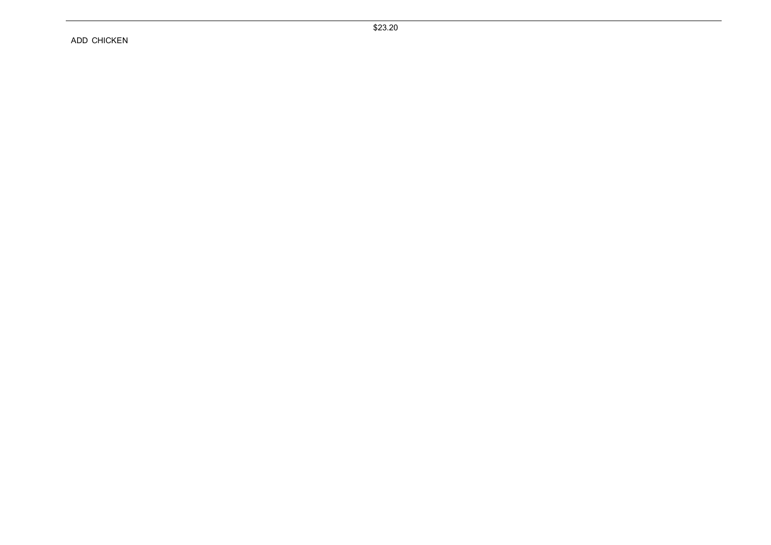$23.20

ADD CHICKEN